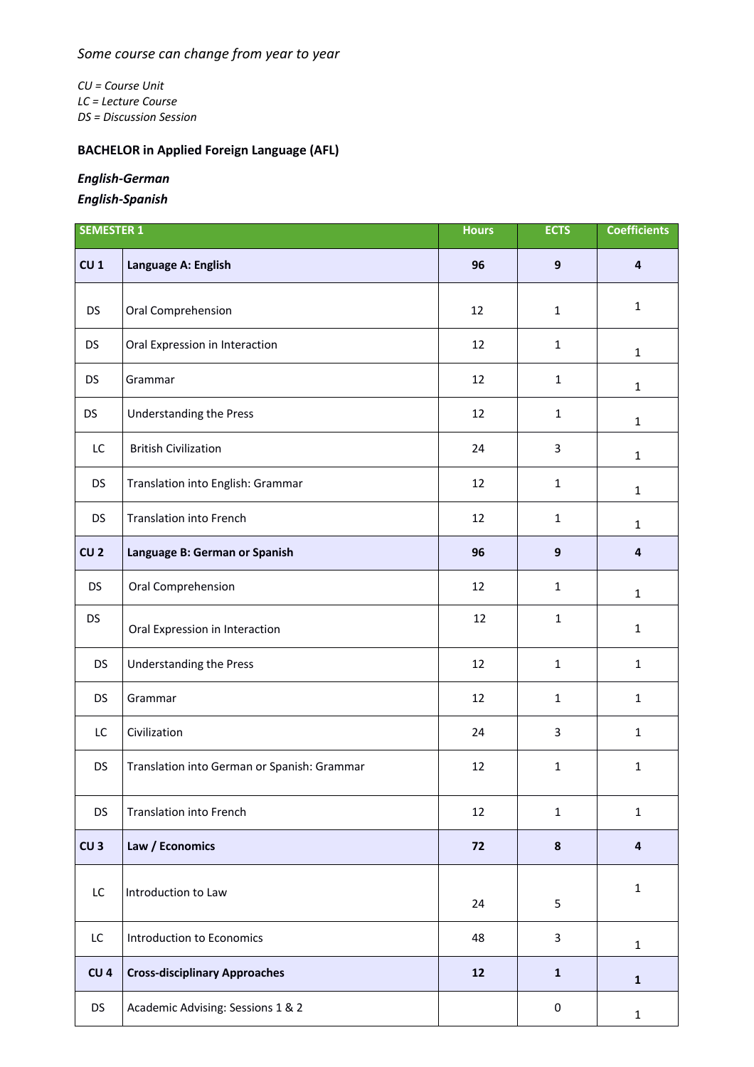*Some course can change from year to year*

*CU = Course Unit*
*LC = Lecture Course*
*DS = Discussion Session*

**BACHELOR in Applied Foreign Language (AFL)**

***English-German***
***English-Spanish***

| SEMESTER 1 | | Hours | ECTS | Coefficients |
|---|---|---|---|---|
| **CU 1** | **Language A: English** | **96** | **9** | **4** |
| DS | Oral Comprehension | 12 | 1 | 1 |
| DS | Oral Expression in Interaction | 12 | 1 | 1 |
| DS | Grammar | 12 | 1 | 1 |
| DS | Understanding the Press | 12 | 1 | 1 |
| LC | British Civilization | 24 | 3 | 1 |
| DS | Translation into English: Grammar | 12 | 1 | 1 |
| DS | Translation into French | 12 | 1 | 1 |
| **CU 2** | **Language B: German or Spanish** | **96** | **9** | **4** |
| DS | Oral Comprehension | 12 | 1 | 1 |
| DS | Oral Expression in Interaction | 12 | 1 | 1 |
| DS | Understanding the Press | 12 | 1 | 1 |
| DS | Grammar | 12 | 1 | 1 |
| LC | Civilization | 24 | 3 | 1 |
| DS | Translation into German or Spanish: Grammar | 12 | 1 | 1 |
| DS | Translation into French | 12 | 1 | 1 |
| **CU 3** | **Law / Economics** | **72** | **8** | **4** |
| LC | Introduction to Law | 24 | 5 | 1 |
| LC | Introduction to Economics | 48 | 3 | 1 |
| **CU 4** | **Cross-disciplinary Approaches** | **12** | **1** | **1** |
| DS | Academic Advising: Sessions 1 & 2 | | 0 | 1 |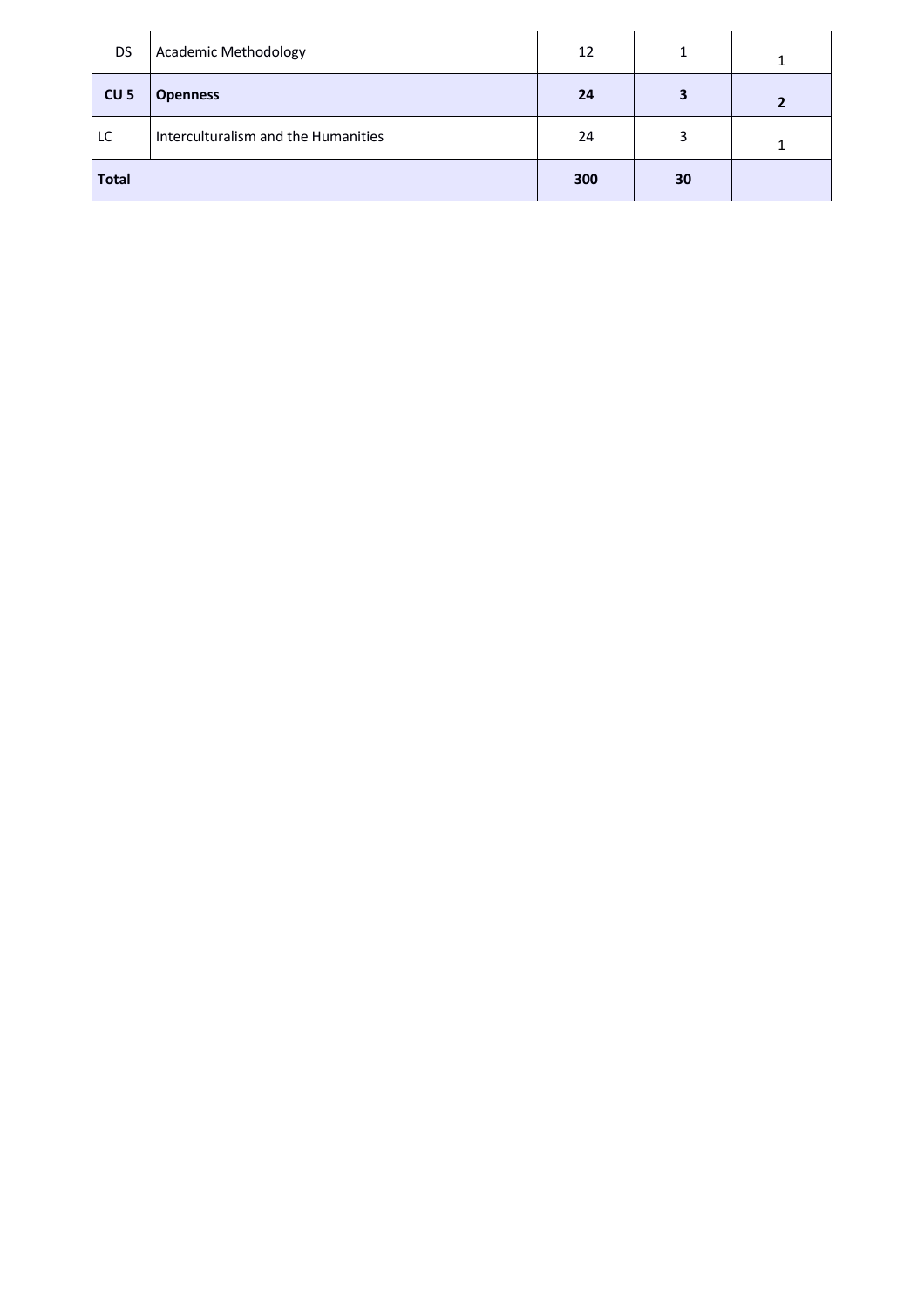| DS | Academic Methodology | 12 | 1 | 1 |
|---|---|---|---|---|
| **CU 5** | **Openness** | **24** | **3** | **2** |
| LC | Interculturalism and the Humanities | 24 | 3 | 1 |
| **Total** | | **300** | **30** | |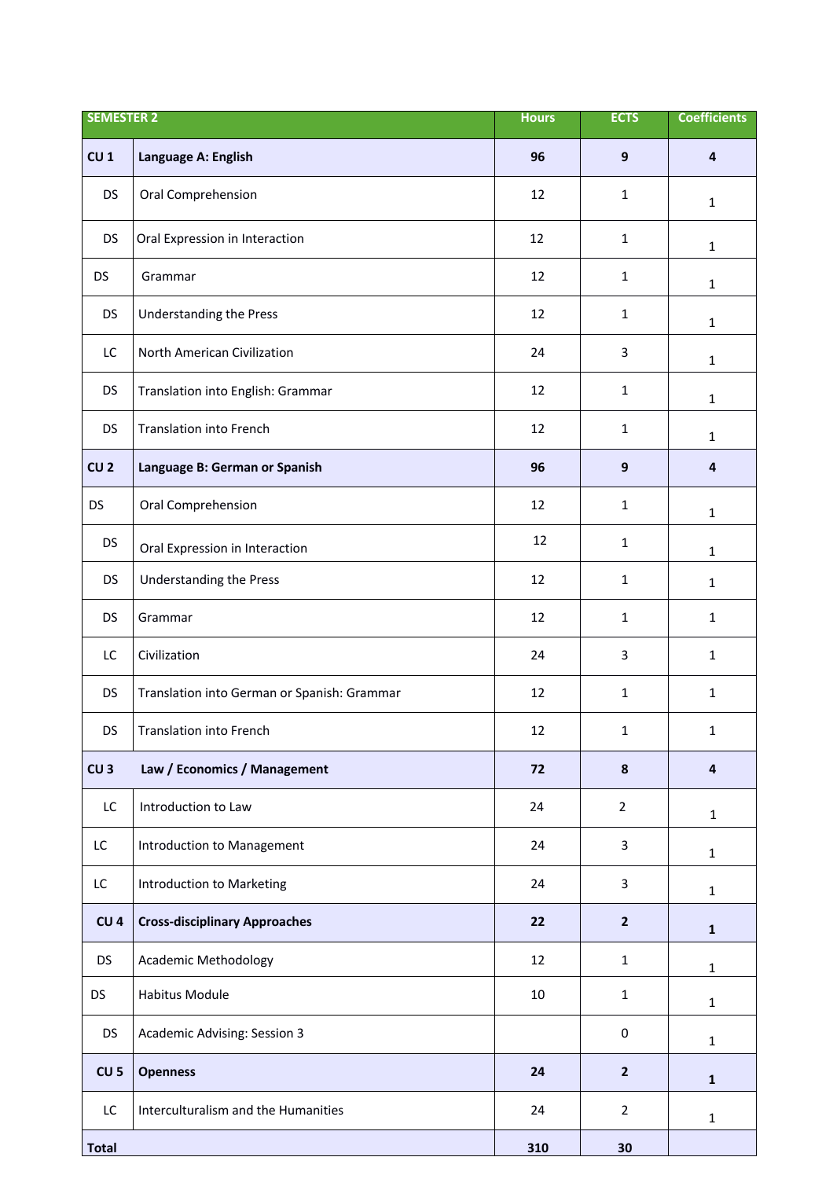| SEMESTER 2 | | Hours | ECTS | Coefficients |
|---|---|---|---|---|
| **CU 1** | **Language A: English** | **96** | **9** | **4** |
| DS | Oral Comprehension | 12 | 1 | 1 |
| DS | Oral Expression in Interaction | 12 | 1 | 1 |
| DS | Grammar | 12 | 1 | 1 |
| DS | Understanding the Press | 12 | 1 | 1 |
| LC | North American Civilization | 24 | 3 | 1 |
| DS | Translation into English: Grammar | 12 | 1 | 1 |
| DS | Translation into French | 12 | 1 | 1 |
| **CU 2** | **Language B: German or Spanish** | **96** | **9** | **4** |
| DS | Oral Comprehension | 12 | 1 | 1 |
| DS | Oral Expression in Interaction | 12 | 1 | 1 |
| DS | Understanding the Press | 12 | 1 | 1 |
| DS | Grammar | 12 | 1 | 1 |
| LC | Civilization | 24 | 3 | 1 |
| DS | Translation into German or Spanish: Grammar | 12 | 1 | 1 |
| DS | Translation into French | 12 | 1 | 1 |
| **CU 3** | **Law / Economics / Management** | **72** | **8** | **4** |
| LC | Introduction to Law | 24 | 2 | 1 |
| LC | Introduction to Management | 24 | 3 | 1 |
| LC | Introduction to Marketing | 24 | 3 | 1 |
| **CU 4** | **Cross-disciplinary Approaches** | **22** | **2** | **1** |
| DS | Academic Methodology | 12 | 1 | 1 |
| DS | Habitus Module | 10 | 1 | 1 |
| DS | Academic Advising: Session 3 | | 0 | 1 |
| **CU 5** | **Openness** | **24** | **2** | **1** |
| LC | Interculturalism and the Humanities | 24 | 2 | 1 |
| **Total** | | **310** | **30** | |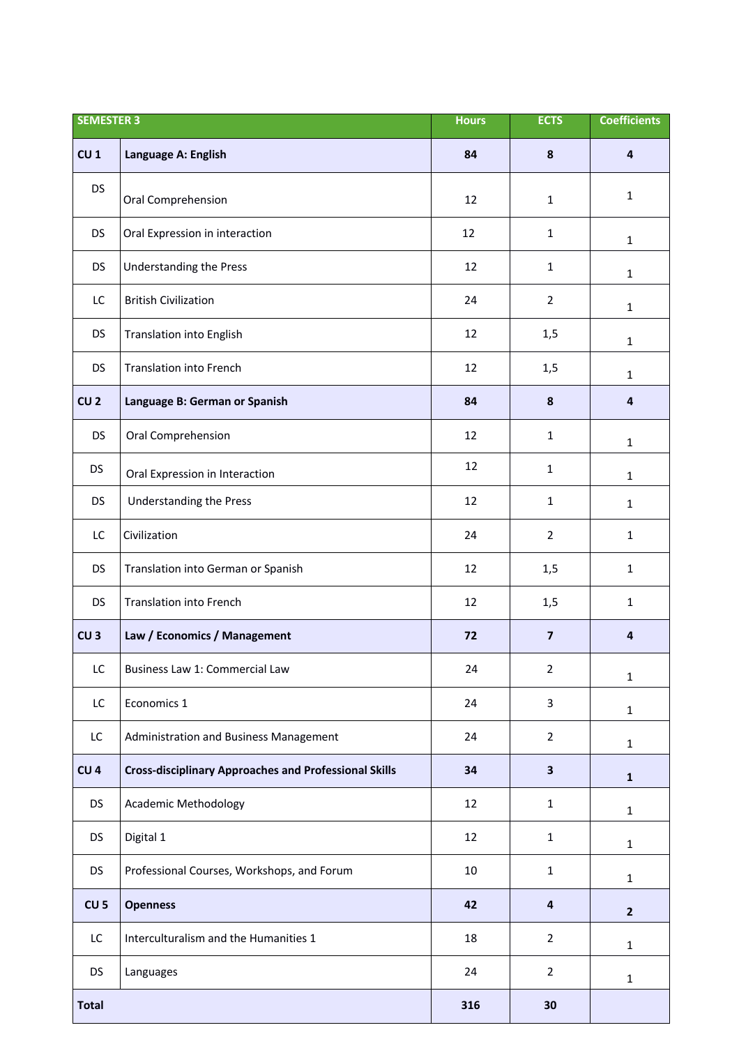| SEMESTER 3 | | Hours | ECTS | Coefficients |
|---|---|---|---|---|
| **CU 1** | **Language A: English** | **84** | **8** | **4** |
| DS | Oral Comprehension | 12 | 1 | 1 |
| DS | Oral Expression in interaction | 12 | 1 | 1 |
| DS | Understanding the Press | 12 | 1 | 1 |
| LC | British Civilization | 24 | 2 | 1 |
| DS | Translation into English | 12 | 1,5 | 1 |
| DS | Translation into French | 12 | 1,5 | 1 |
| **CU 2** | **Language B: German or Spanish** | **84** | **8** | **4** |
| DS | Oral Comprehension | 12 | 1 | 1 |
| DS | Oral Expression in Interaction | 12 | 1 | 1 |
| DS | Understanding the Press | 12 | 1 | 1 |
| LC | Civilization | 24 | 2 | 1 |
| DS | Translation into German or Spanish | 12 | 1,5 | 1 |
| DS | Translation into French | 12 | 1,5 | 1 |
| **CU 3** | **Law / Economics / Management** | **72** | **7** | **4** |
| LC | Business Law 1: Commercial Law | 24 | 2 | 1 |
| LC | Economics 1 | 24 | 3 | 1 |
| LC | Administration and Business Management | 24 | 2 | 1 |
| **CU 4** | **Cross-disciplinary Approaches and Professional Skills** | **34** | **3** | **1** |
| DS | Academic Methodology | 12 | 1 | 1 |
| DS | Digital 1 | 12 | 1 | 1 |
| DS | Professional Courses, Workshops, and Forum | 10 | 1 | 1 |
| **CU 5** | **Openness** | **42** | **4** | **2** |
| LC | Interculturalism and the Humanities 1 | 18 | 2 | 1 |
| DS | Languages | 24 | 2 | 1 |
| **Total** | | **316** | **30** | |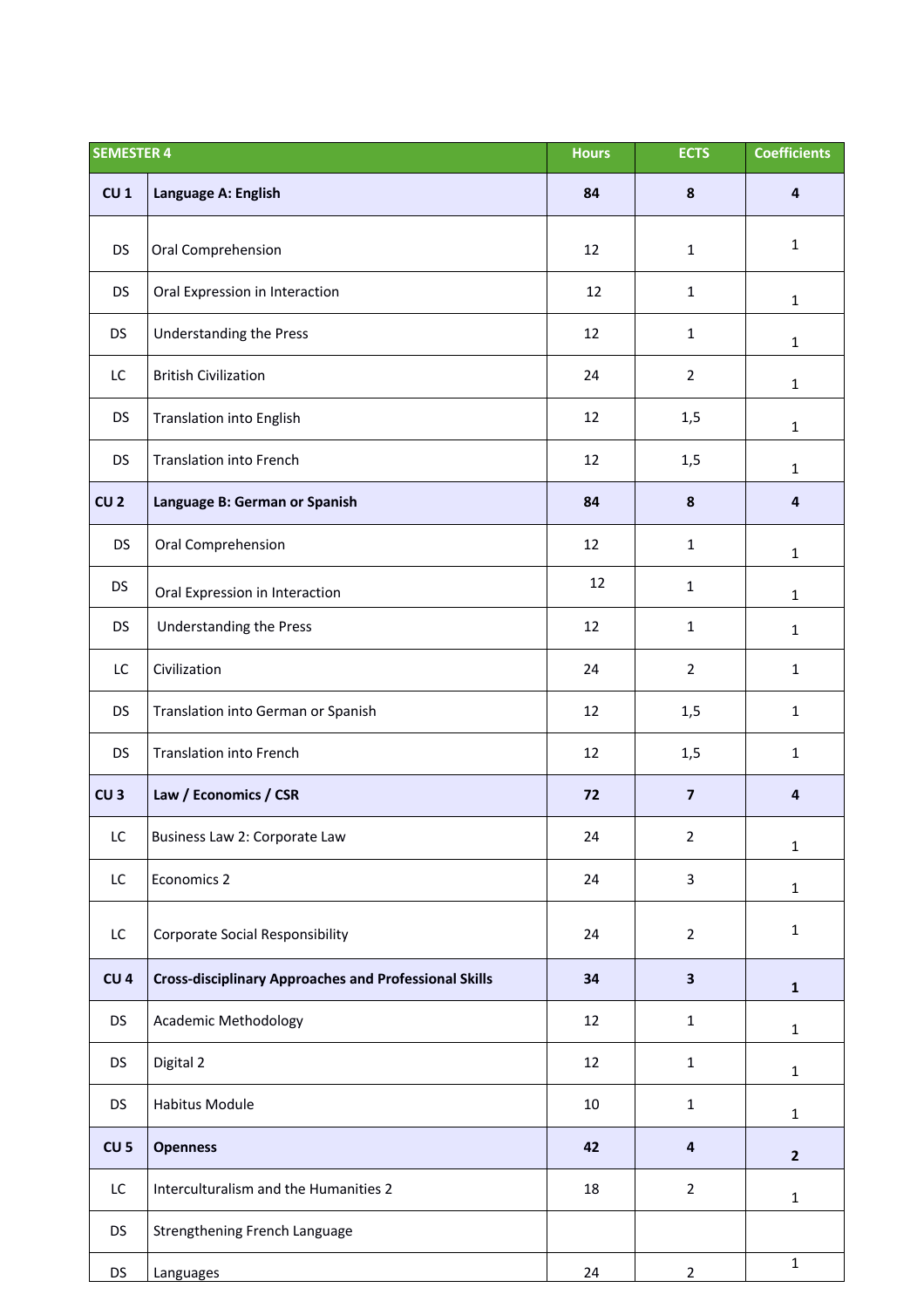| SEMESTER 4 | | Hours | ECTS | Coefficients |
|---|---|---|---|---|
| **CU 1** | **Language A: English** | **84** | **8** | **4** |
| DS | Oral Comprehension | 12 | 1 | 1 |
| DS | Oral Expression in Interaction | 12 | 1 | 1 |
| DS | Understanding the Press | 12 | 1 | 1 |
| LC | British Civilization | 24 | 2 | 1 |
| DS | Translation into English | 12 | 1,5 | 1 |
| DS | Translation into French | 12 | 1,5 | 1 |
| **CU 2** | **Language B: German or Spanish** | **84** | **8** | **4** |
| DS | Oral Comprehension | 12 | 1 | 1 |
| DS | Oral Expression in Interaction | 12 | 1 | 1 |
| DS | Understanding the Press | 12 | 1 | 1 |
| LC | Civilization | 24 | 2 | 1 |
| DS | Translation into German or Spanish | 12 | 1,5 | 1 |
| DS | Translation into French | 12 | 1,5 | 1 |
| **CU 3** | **Law / Economics / CSR** | **72** | **7** | **4** |
| LC | Business Law 2: Corporate Law | 24 | 2 | 1 |
| LC | Economics 2 | 24 | 3 | 1 |
| LC | Corporate Social Responsibility | 24 | 2 | 1 |
| **CU 4** | **Cross-disciplinary Approaches and Professional Skills** | **34** | **3** | **1** |
| DS | Academic Methodology | 12 | 1 | 1 |
| DS | Digital 2 | 12 | 1 | 1 |
| DS | Habitus Module | 10 | 1 | 1 |
| **CU 5** | **Openness** | **42** | **4** | **2** |
| LC | Interculturalism and the Humanities 2 | 18 | 2 | 1 |
| DS | Strengthening French Language | | | |
| DS | Languages | 24 | 2 | 1 |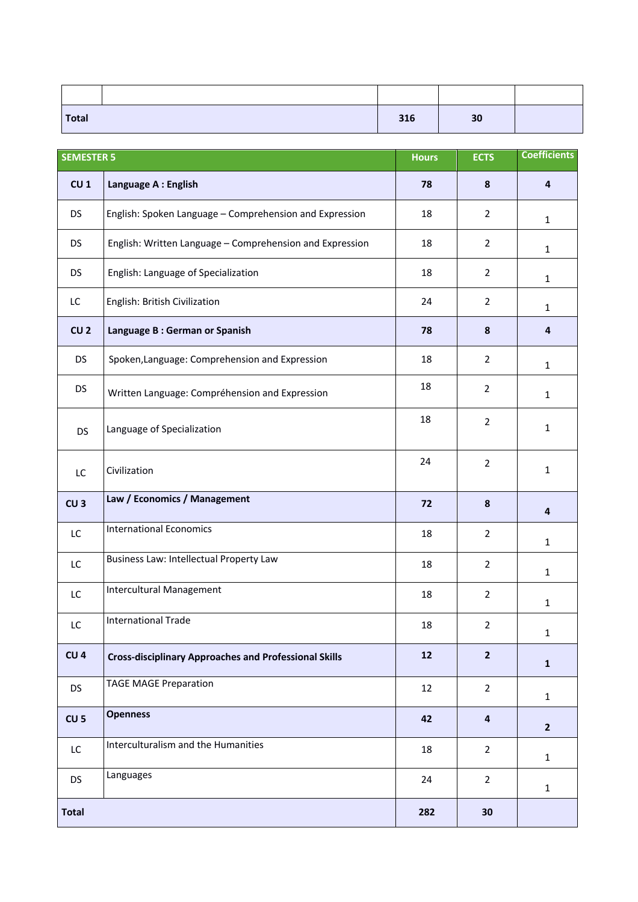| | | | | |
|---|---|---|---|---|
| | | | | |
| **Total** | | **316** | **30** | |

| **SEMESTER 5** | | **Hours** | **ECTS** | **Coefficients** |
|---|---|---|---|---|
| **CU 1** | **Language A : English** | **78** | **8** | **4** |
| DS | English: Spoken Language – Comprehension and Expression | 18 | 2 | 1 |
| DS | English: Written Language – Comprehension and Expression | 18 | 2 | 1 |
| DS | English: Language of Specialization | 18 | 2 | 1 |
| LC | English: British Civilization | 24 | 2 | 1 |
| **CU 2** | **Language B : German or Spanish** | **78** | **8** | **4** |
| DS | Spoken,Language: Comprehension and Expression | 18 | 2 | 1 |
| DS | Written Language: Compréhension and Expression | 18 | 2 | 1 |
| DS | Language of Specialization | 18 | 2 | 1 |
| LC | Civilization | 24 | 2 | 1 |
| **CU 3** | **Law / Economics / Management** | **72** | **8** | **4** |
| LC | International Economics | 18 | 2 | 1 |
| LC | Business Law: Intellectual Property Law | 18 | 2 | 1 |
| LC | Intercultural Management | 18 | 2 | 1 |
| LC | International Trade | 18 | 2 | 1 |
| **CU 4** | **Cross-disciplinary Approaches and Professional Skills** | **12** | **2** | **1** |
| DS | TAGE MAGE Preparation | 12 | 2 | 1 |
| **CU 5** | **Openness** | **42** | **4** | **2** |
| LC | Interculturalism and the Humanities | 18 | 2 | 1 |
| DS | Languages | 24 | 2 | 1 |
| **Total** | | **282** | **30** | |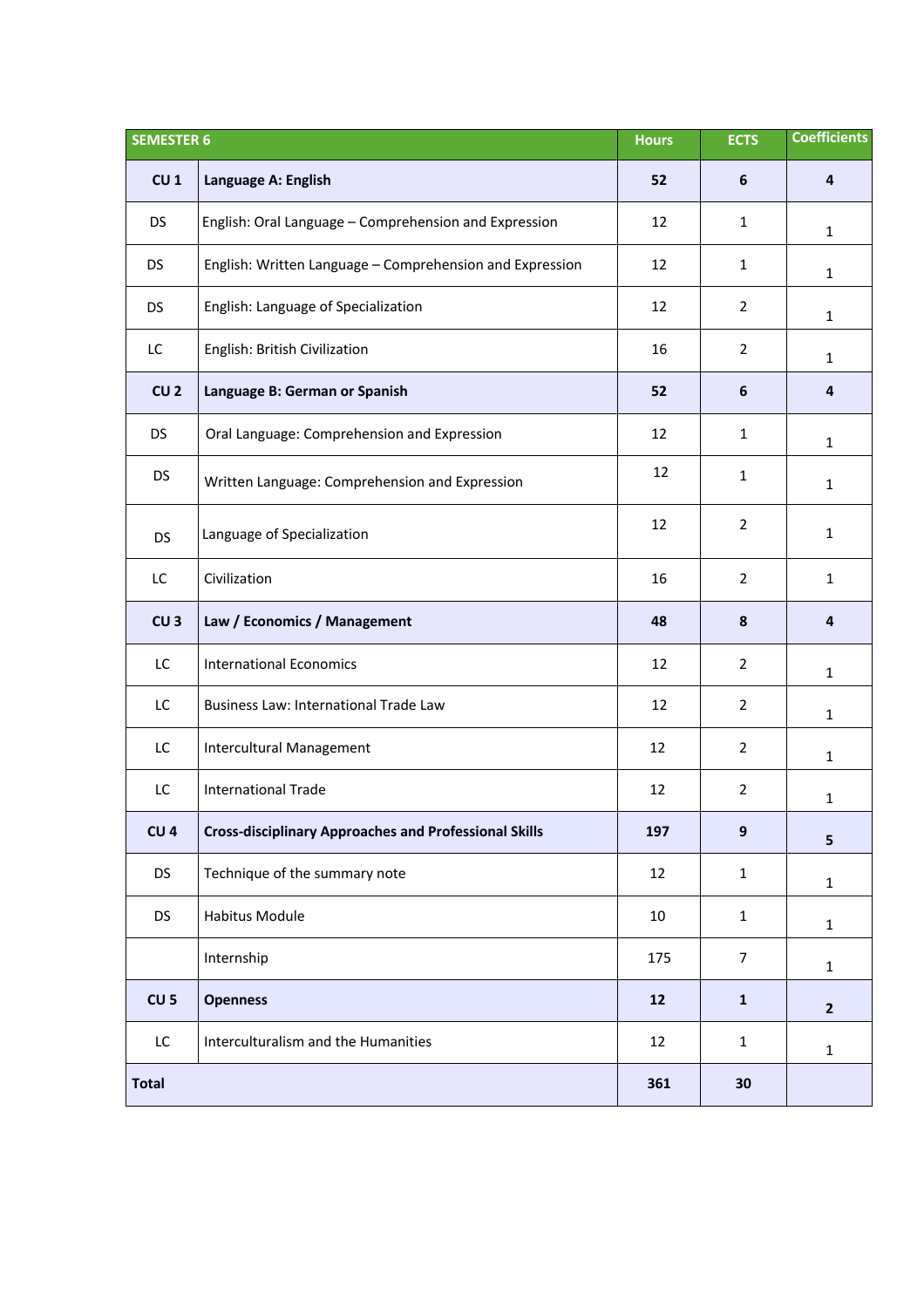| SEMESTER 6 | | Hours | ECTS | Coefficients |
|---|---|---|---|---|
| **CU 1** | **Language A: English** | **52** | **6** | **4** |
| DS | English: Oral Language – Comprehension and Expression | 12 | 1 | 1 |
| DS | English: Written Language – Comprehension and Expression | 12 | 1 | 1 |
| DS | English: Language of Specialization | 12 | 2 | 1 |
| LC | English: British Civilization | 16 | 2 | 1 |
| **CU 2** | **Language B: German or Spanish** | **52** | **6** | **4** |
| DS | Oral Language: Comprehension and Expression | 12 | 1 | 1 |
| DS | Written Language: Comprehension and Expression | 12 | 1 | 1 |
| DS | Language of Specialization | 12 | 2 | 1 |
| LC | Civilization | 16 | 2 | 1 |
| **CU 3** | **Law / Economics / Management** | **48** | **8** | **4** |
| LC | International Economics | 12 | 2 | 1 |
| LC | Business Law: International Trade Law | 12 | 2 | 1 |
| LC | Intercultural Management | 12 | 2 | 1 |
| LC | International Trade | 12 | 2 | 1 |
| **CU 4** | **Cross-disciplinary Approaches and Professional Skills** | **197** | **9** | **5** |
| DS | Technique of the summary note | 12 | 1 | 1 |
| DS | Habitus Module | 10 | 1 | 1 |
| | Internship | 175 | 7 | 1 |
| **CU 5** | **Openness** | **12** | **1** | **2** |
| LC | Interculturalism and the Humanities | 12 | 1 | 1 |
| **Total** | | **361** | **30** | |